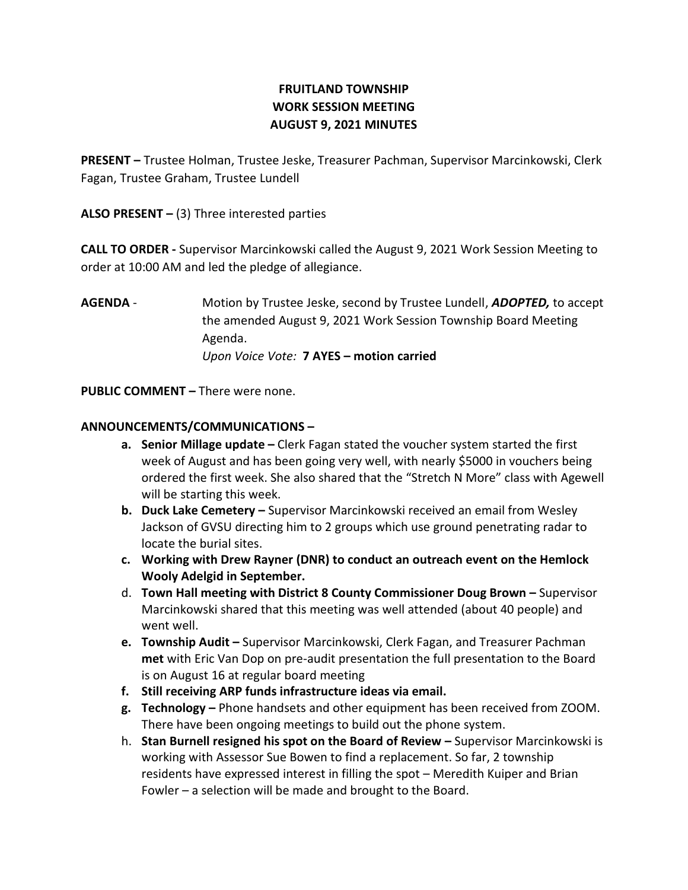**FRUITLAND TOWNSHIP**
**WORK SESSION MEETING**
**AUGUST 9, 2021 MINUTES**

**PRESENT –** Trustee Holman, Trustee Jeske, Treasurer Pachman, Supervisor Marcinkowski, Clerk Fagan, Trustee Graham, Trustee Lundell

**ALSO PRESENT –** (3) Three interested parties

**CALL TO ORDER -** Supervisor Marcinkowski called the August 9, 2021 Work Session Meeting to order at 10:00 AM and led the pledge of allegiance.

**AGENDA** - Motion by Trustee Jeske, second by Trustee Lundell, ***ADOPTED,*** to accept the amended August 9, 2021 Work Session Township Board Meeting Agenda.
*Upon Voice Vote:* **7 AYES – motion carried**

**PUBLIC COMMENT –** There were none.

**ANNOUNCEMENTS/COMMUNICATIONS –**

- **a. Senior Millage update –** Clerk Fagan stated the voucher system started the first week of August and has been going very well, with nearly $5000 in vouchers being ordered the first week. She also shared that the "Stretch N More" class with Agewell will be starting this week.
- **b. Duck Lake Cemetery –** Supervisor Marcinkowski received an email from Wesley Jackson of GVSU directing him to 2 groups which use ground penetrating radar to locate the burial sites.
- **c. Working with Drew Rayner (DNR) to conduct an outreach event on the Hemlock Wooly Adelgid in September.**
- d. **Town Hall meeting with District 8 County Commissioner Doug Brown –** Supervisor Marcinkowski shared that this meeting was well attended (about 40 people) and went well.
- **e. Township Audit –** Supervisor Marcinkowski, Clerk Fagan, and Treasurer Pachman **met** with Eric Van Dop on pre-audit presentation the full presentation to the Board is on August 16 at regular board meeting
- **f. Still receiving ARP funds infrastructure ideas via email.**
- **g. Technology –** Phone handsets and other equipment has been received from ZOOM. There have been ongoing meetings to build out the phone system.
- h. **Stan Burnell resigned his spot on the Board of Review –** Supervisor Marcinkowski is working with Assessor Sue Bowen to find a replacement. So far, 2 township residents have expressed interest in filling the spot – Meredith Kuiper and Brian Fowler – a selection will be made and brought to the Board.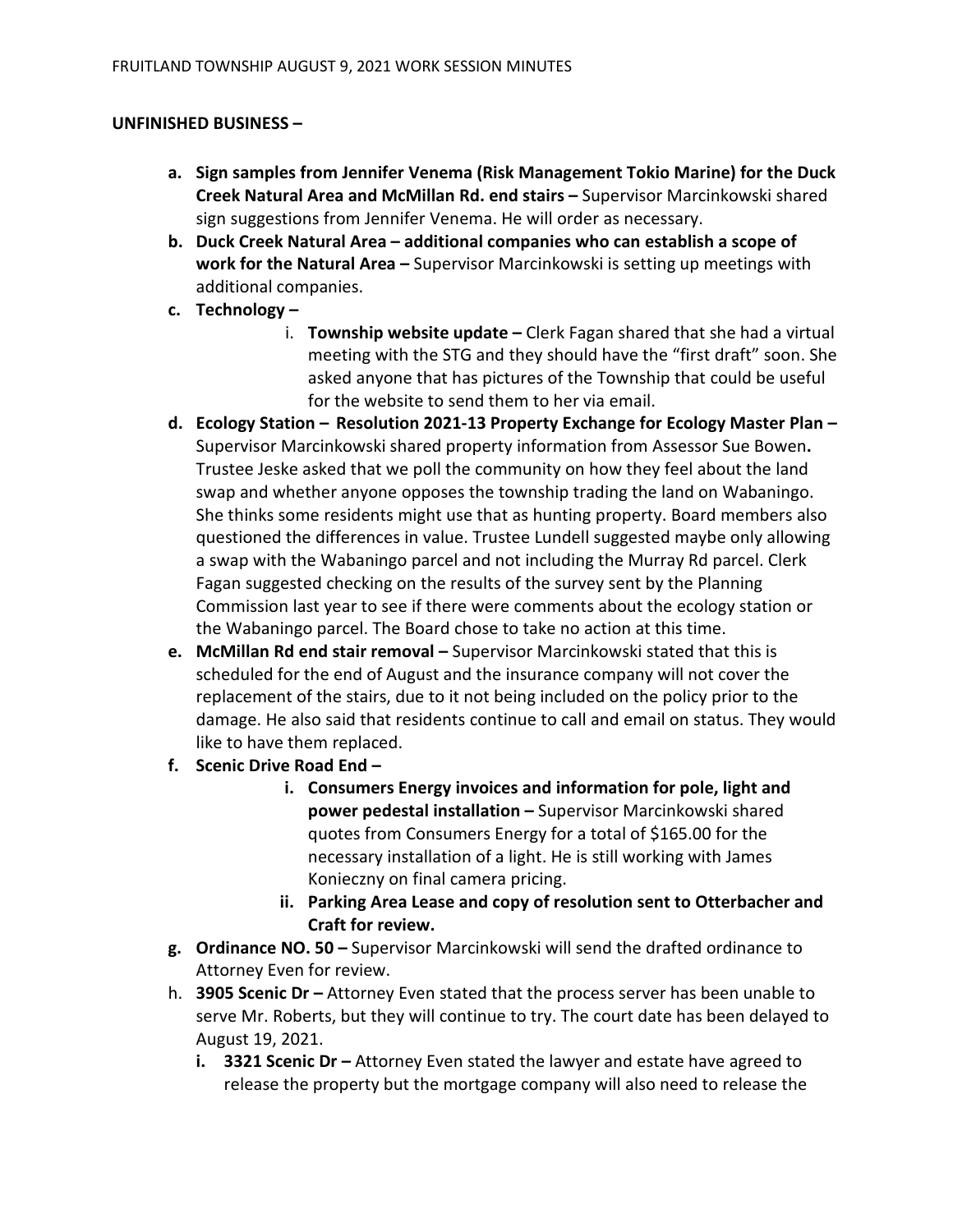**UNFINISHED BUSINESS –**

a. **Sign samples from Jennifer Venema (Risk Management Tokio Marine) for the Duck Creek Natural Area and McMillan Rd. end stairs –** Supervisor Marcinkowski shared sign suggestions from Jennifer Venema. He will order as necessary.
b. **Duck Creek Natural Area – additional companies who can establish a scope of work for the Natural Area –** Supervisor Marcinkowski is setting up meetings with additional companies.
c. **Technology –**
    i. **Township website update –** Clerk Fagan shared that she had a virtual meeting with the STG and they should have the "first draft" soon. She asked anyone that has pictures of the Township that could be useful for the website to send them to her via email.
d. **Ecology Station – Resolution 2021-13 Property Exchange for Ecology Master Plan –** Supervisor Marcinkowski shared property information from Assessor Sue Bowen**.** Trustee Jeske asked that we poll the community on how they feel about the land swap and whether anyone opposes the township trading the land on Wabaningo. She thinks some residents might use that as hunting property. Board members also questioned the differences in value. Trustee Lundell suggested maybe only allowing a swap with the Wabaningo parcel and not including the Murray Rd parcel. Clerk Fagan suggested checking on the results of the survey sent by the Planning Commission last year to see if there were comments about the ecology station or the Wabaningo parcel. The Board chose to take no action at this time.
e. **McMillan Rd end stair removal –** Supervisor Marcinkowski stated that this is scheduled for the end of August and the insurance company will not cover the replacement of the stairs, due to it not being included on the policy prior to the damage. He also said that residents continue to call and email on status. They would like to have them replaced.
f. **Scenic Drive Road End –**
    i. **Consumers Energy invoices and information for pole, light and power pedestal installation –** Supervisor Marcinkowski shared quotes from Consumers Energy for a total of $165.00 for the necessary installation of a light. He is still working with James Konieczny on final camera pricing.
    ii. **Parking Area Lease and copy of resolution sent to Otterbacher and Craft for review.**
g. **Ordinance NO. 50 –** Supervisor Marcinkowski will send the drafted ordinance to Attorney Even for review.
h. **3905 Scenic Dr –** Attorney Even stated that the process server has been unable to serve Mr. Roberts, but they will continue to try. The court date has been delayed to August 19, 2021.
    i. **3321 Scenic Dr –** Attorney Even stated the lawyer and estate have agreed to release the property but the mortgage company will also need to release the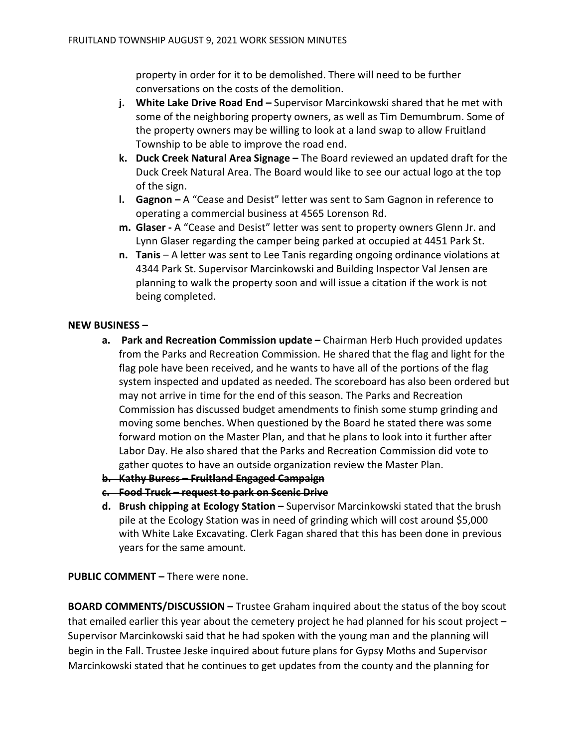property in order for it to be demolished. There will need to be further conversations on the costs of the demolition.

- **j. White Lake Drive Road End –** Supervisor Marcinkowski shared that he met with some of the neighboring property owners, as well as Tim Demumbrum. Some of the property owners may be willing to look at a land swap to allow Fruitland Township to be able to improve the road end.
- **k. Duck Creek Natural Area Signage –** The Board reviewed an updated draft for the Duck Creek Natural Area. The Board would like to see our actual logo at the top of the sign.
- **l. Gagnon –** A "Cease and Desist" letter was sent to Sam Gagnon in reference to operating a commercial business at 4565 Lorenson Rd.
- **m. Glaser -** A "Cease and Desist" letter was sent to property owners Glenn Jr. and Lynn Glaser regarding the camper being parked at occupied at 4451 Park St.
- **n. Tanis** – A letter was sent to Lee Tanis regarding ongoing ordinance violations at 4344 Park St. Supervisor Marcinkowski and Building Inspector Val Jensen are planning to walk the property soon and will issue a citation if the work is not being completed.

**NEW BUSINESS –**

- **a. Park and Recreation Commission update –** Chairman Herb Huch provided updates from the Parks and Recreation Commission. He shared that the flag and light for the flag pole have been received, and he wants to have all of the portions of the flag system inspected and updated as needed. The scoreboard has also been ordered but may not arrive in time for the end of this season. The Parks and Recreation Commission has discussed budget amendments to finish some stump grinding and moving some benches. When questioned by the Board he stated there was some forward motion on the Master Plan, and that he plans to look into it further after Labor Day. He also shared that the Parks and Recreation Commission did vote to gather quotes to have an outside organization review the Master Plan.
- ~~**b. Kathy Buress – Fruitland Engaged Campaign**~~
- ~~**c. Food Truck – request to park on Scenic Drive**~~
- **d. Brush chipping at Ecology Station –** Supervisor Marcinkowski stated that the brush pile at the Ecology Station was in need of grinding which will cost around $5,000 with White Lake Excavating. Clerk Fagan shared that this has been done in previous years for the same amount.

**PUBLIC COMMENT –** There were none.

**BOARD COMMENTS/DISCUSSION –** Trustee Graham inquired about the status of the boy scout that emailed earlier this year about the cemetery project he had planned for his scout project – Supervisor Marcinkowski said that he had spoken with the young man and the planning will begin in the Fall. Trustee Jeske inquired about future plans for Gypsy Moths and Supervisor Marcinkowski stated that he continues to get updates from the county and the planning for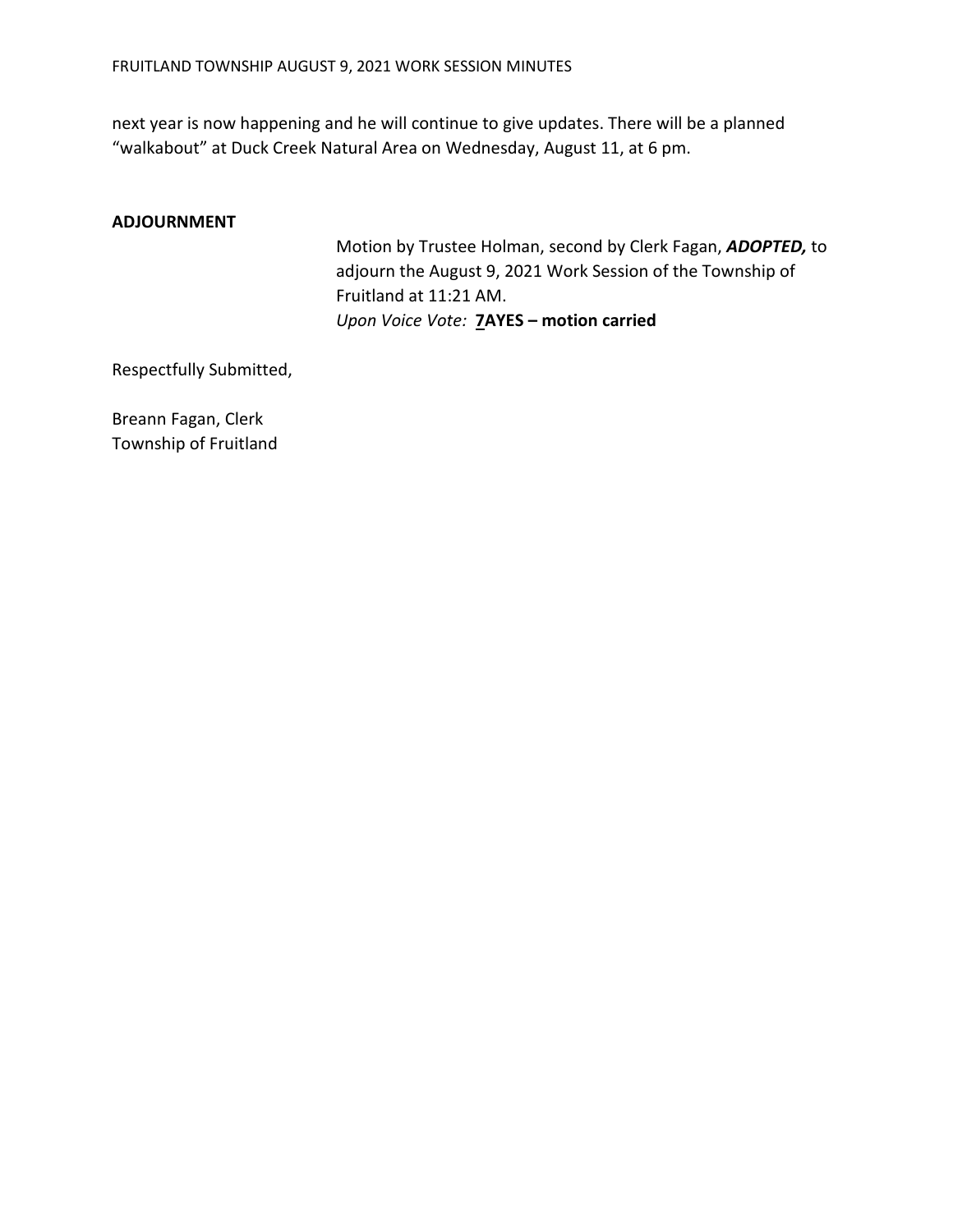next year is now happening and he will continue to give updates. There will be a planned "walkabout" at Duck Creek Natural Area on Wednesday, August 11, at 6 pm.

**ADJOURNMENT**

Motion by Trustee Holman, second by Clerk Fagan, ***ADOPTED,*** to adjourn the August 9, 2021 Work Session of the Township of Fruitland at 11:21 AM.
*Upon Voice Vote:* **7AYES – motion carried**

Respectfully Submitted,

Breann Fagan, Clerk
Township of Fruitland